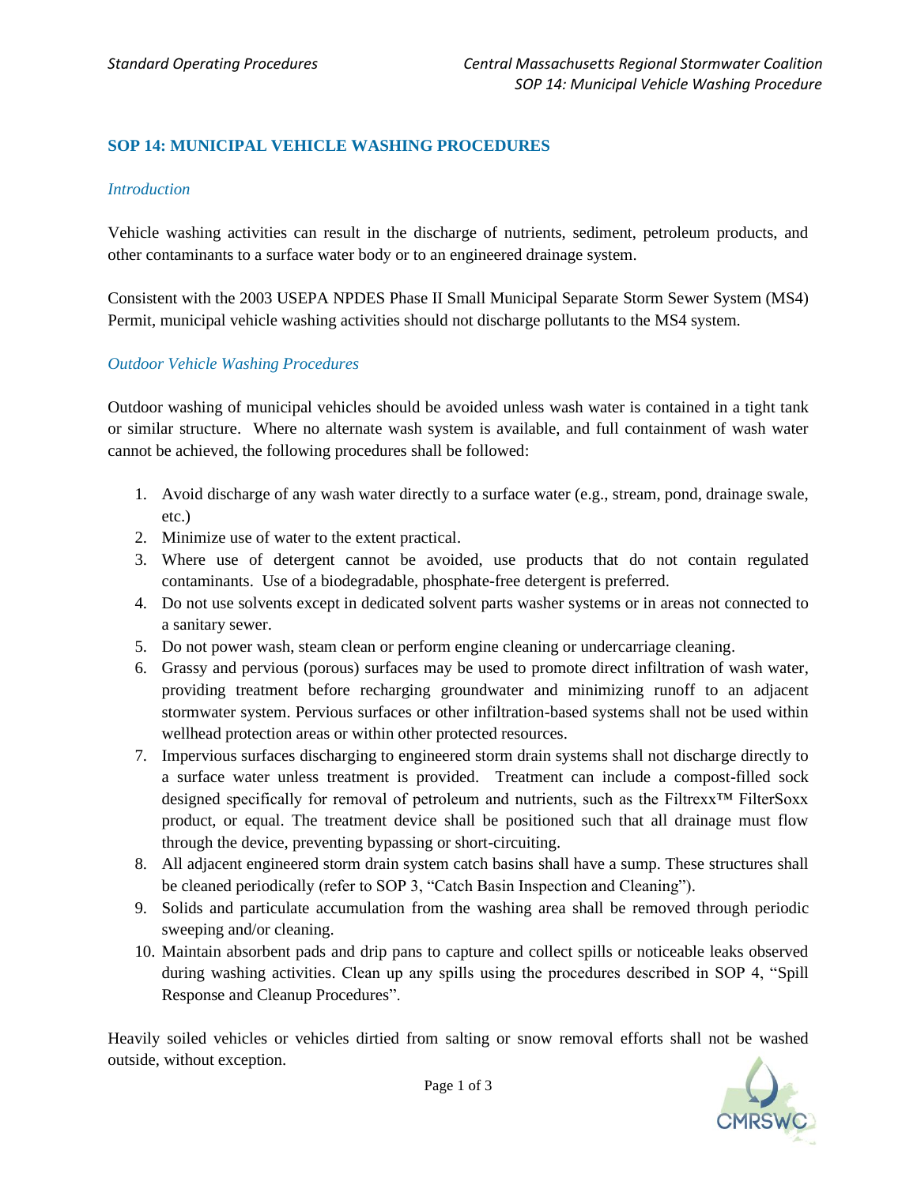## SOP 14: MUNICIPAL VEHICLE WASHING PROCEDURES

### *Introduction*

Vehicle washing activities can result in the discharge of nutrients, sediment, petroleum products, and other contaminants to a surface water body or to an engineered drainage system.

Consistent with the 2003 USEPA NPDES Phase II Small Municipal Separate Storm Sewer System (MS4) Permit, municipal vehicle washing activities should not discharge pollutants to the MS4 system.

### *Outdoor Vehicle Washing Procedures*

Outdoor washing of municipal vehicles should be avoided unless wash water is contained in a tight tank or similar structure. Where no alternate wash system is available, and full containment of wash water cannot be achieved, the following procedures shall be followed:

1. Avoid discharge of any wash water directly to a surface water (e.g., stream, pond, drainage swale, etc.)
2. Minimize use of water to the extent practical.
3. Where use of detergent cannot be avoided, use products that do not contain regulated contaminants. Use of a biodegradable, phosphate-free detergent is preferred.
4. Do not use solvents except in dedicated solvent parts washer systems or in areas not connected to a sanitary sewer.
5. Do not power wash, steam clean or perform engine cleaning or undercarriage cleaning.
6. Grassy and pervious (porous) surfaces may be used to promote direct infiltration of wash water, providing treatment before recharging groundwater and minimizing runoff to an adjacent stormwater system. Pervious surfaces or other infiltration-based systems shall not be used within wellhead protection areas or within other protected resources.
7. Impervious surfaces discharging to engineered storm drain systems shall not discharge directly to a surface water unless treatment is provided. Treatment can include a compost-filled sock designed specifically for removal of petroleum and nutrients, such as the Filtrexx™ FilterSoxx product, or equal. The treatment device shall be positioned such that all drainage must flow through the device, preventing bypassing or short-circuiting.
8. All adjacent engineered storm drain system catch basins shall have a sump. These structures shall be cleaned periodically (refer to SOP 3, "Catch Basin Inspection and Cleaning").
9. Solids and particulate accumulation from the washing area shall be removed through periodic sweeping and/or cleaning.
10. Maintain absorbent pads and drip pans to capture and collect spills or noticeable leaks observed during washing activities. Clean up any spills using the procedures described in SOP 4, "Spill Response and Cleanup Procedures".

Heavily soiled vehicles or vehicles dirtied from salting or snow removal efforts shall not be washed outside, without exception.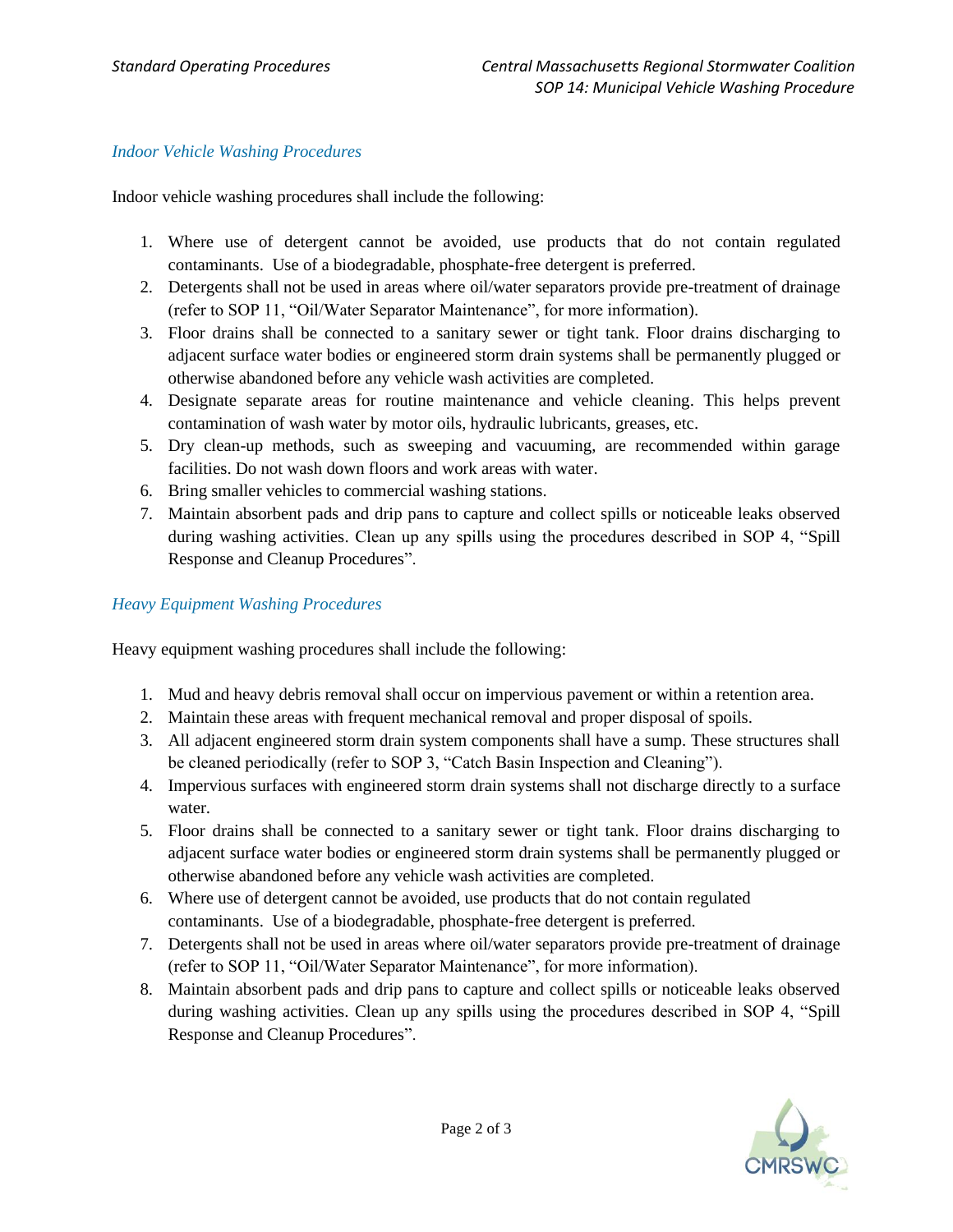### *Indoor Vehicle Washing Procedures*

Indoor vehicle washing procedures shall include the following:

1. Where use of detergent cannot be avoided, use products that do not contain regulated contaminants. Use of a biodegradable, phosphate-free detergent is preferred.
2. Detergents shall not be used in areas where oil/water separators provide pre-treatment of drainage (refer to SOP 11, "Oil/Water Separator Maintenance", for more information).
3. Floor drains shall be connected to a sanitary sewer or tight tank. Floor drains discharging to adjacent surface water bodies or engineered storm drain systems shall be permanently plugged or otherwise abandoned before any vehicle wash activities are completed.
4. Designate separate areas for routine maintenance and vehicle cleaning. This helps prevent contamination of wash water by motor oils, hydraulic lubricants, greases, etc.
5. Dry clean-up methods, such as sweeping and vacuuming, are recommended within garage facilities. Do not wash down floors and work areas with water.
6. Bring smaller vehicles to commercial washing stations.
7. Maintain absorbent pads and drip pans to capture and collect spills or noticeable leaks observed during washing activities. Clean up any spills using the procedures described in SOP 4, "Spill Response and Cleanup Procedures".

### *Heavy Equipment Washing Procedures*

Heavy equipment washing procedures shall include the following:

1. Mud and heavy debris removal shall occur on impervious pavement or within a retention area.
2. Maintain these areas with frequent mechanical removal and proper disposal of spoils.
3. All adjacent engineered storm drain system components shall have a sump. These structures shall be cleaned periodically (refer to SOP 3, "Catch Basin Inspection and Cleaning").
4. Impervious surfaces with engineered storm drain systems shall not discharge directly to a surface water.
5. Floor drains shall be connected to a sanitary sewer or tight tank. Floor drains discharging to adjacent surface water bodies or engineered storm drain systems shall be permanently plugged or otherwise abandoned before any vehicle wash activities are completed.
6. Where use of detergent cannot be avoided, use products that do not contain regulated contaminants. Use of a biodegradable, phosphate-free detergent is preferred.
7. Detergents shall not be used in areas where oil/water separators provide pre-treatment of drainage (refer to SOP 11, "Oil/Water Separator Maintenance", for more information).
8. Maintain absorbent pads and drip pans to capture and collect spills or noticeable leaks observed during washing activities. Clean up any spills using the procedures described in SOP 4, "Spill Response and Cleanup Procedures".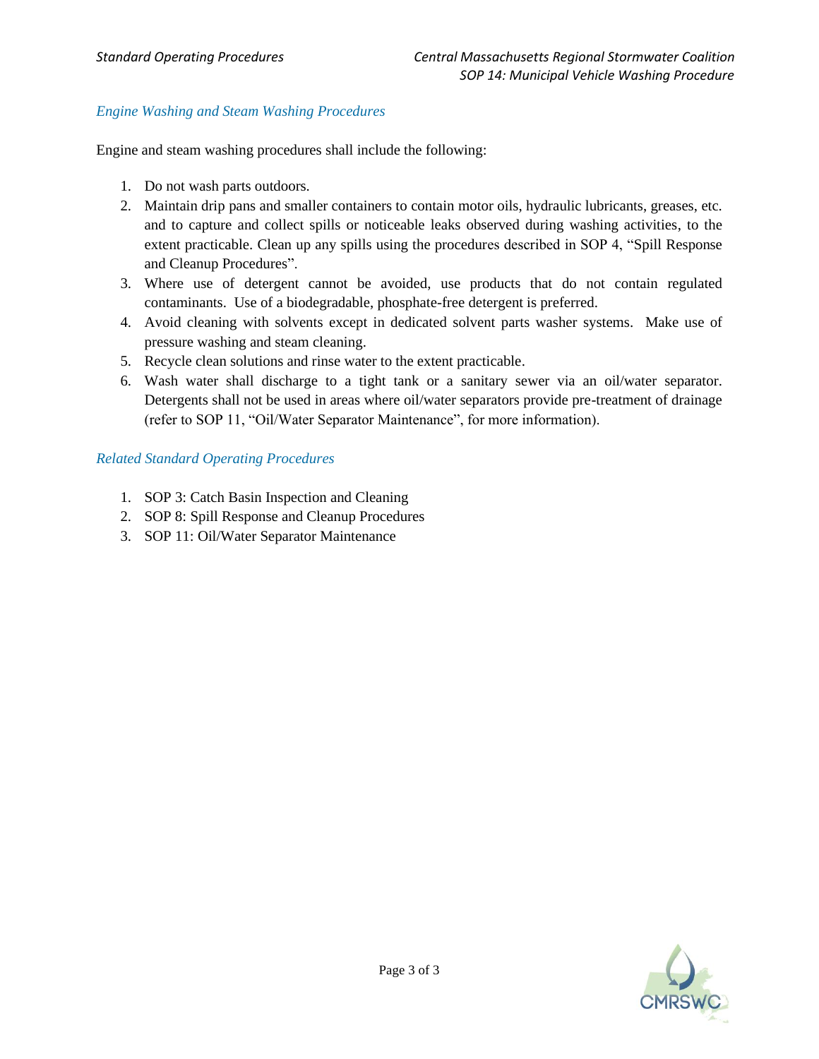### Engine Washing and Steam Washing Procedures

Engine and steam washing procedures shall include the following:

1. Do not wash parts outdoors.
2. Maintain drip pans and smaller containers to contain motor oils, hydraulic lubricants, greases, etc. and to capture and collect spills or noticeable leaks observed during washing activities, to the extent practicable. Clean up any spills using the procedures described in SOP 4, "Spill Response and Cleanup Procedures".
3. Where use of detergent cannot be avoided, use products that do not contain regulated contaminants. Use of a biodegradable, phosphate-free detergent is preferred.
4. Avoid cleaning with solvents except in dedicated solvent parts washer systems. Make use of pressure washing and steam cleaning.
5. Recycle clean solutions and rinse water to the extent practicable.
6. Wash water shall discharge to a tight tank or a sanitary sewer via an oil/water separator. Detergents shall not be used in areas where oil/water separators provide pre-treatment of drainage (refer to SOP 11, "Oil/Water Separator Maintenance", for more information).

### Related Standard Operating Procedures

1. SOP 3: Catch Basin Inspection and Cleaning
2. SOP 8: Spill Response and Cleanup Procedures
3. SOP 11: Oil/Water Separator Maintenance